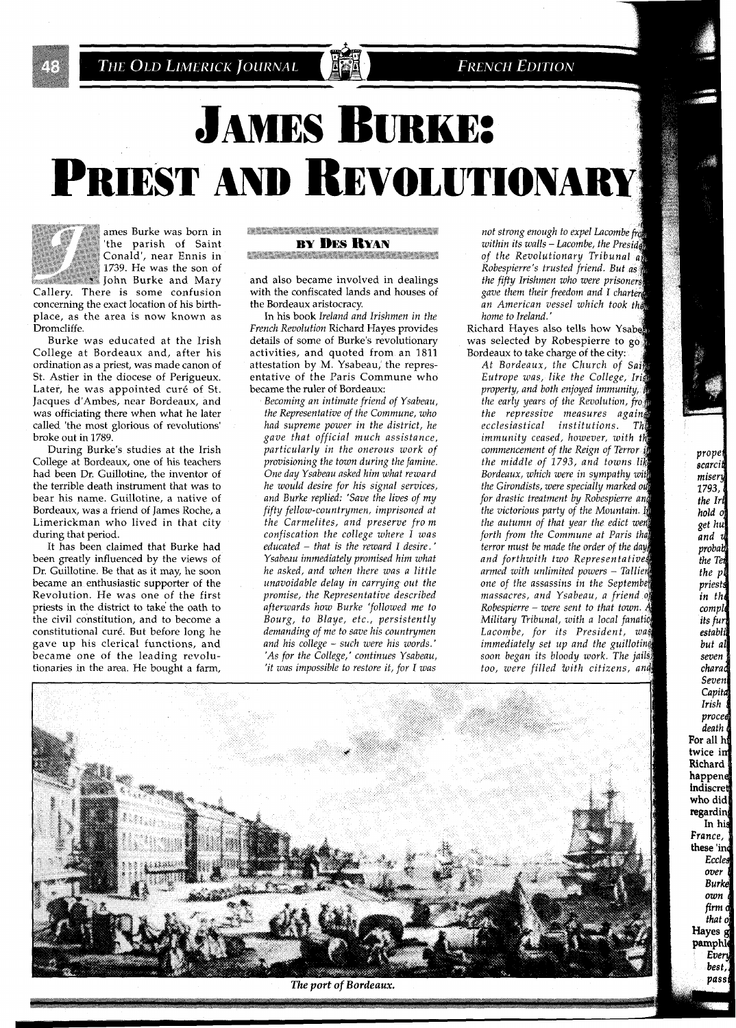# JAMES BURKE: PRIEST AND REVOLUTIONARY

**BY DES RYAN**

James Burke was born in 'the parish of Saint Conald', near Ennis in 1739. He was the son of John Burke and Mary Callery. There is some confusion concerning the exact location of his birthplace, as the area is now known as Dromcliffe.

Burke was educated at the Irish College at Bordeaux and, after his ordination as a priest, was made canon of St. Astier in the diocese of Perigueux. Later, he was appointed curé of St. Jacques d'Ambes, near Bordeaux, and was officiating there when what he later called 'the most glorious of revolutions' broke out in 1789.

During Burke's studies at the Irish College at Bordeaux, one of his teachers had been Dr. Guillotine, the inventor of the terrible death instrument that was to bear his name. Guillotine, a native of Bordeaux, was a friend of James Roche, a Limerickman who lived in that city during that period.

It has been claimed that Burke had been greatly influenced by the views of Dr. Guillotine. Be that as it may, he soon became an enthusiastic supporter of the Revolution. He was one of the first priests in the district to take the oath to the civil constitution, and to become a constitutional curé. But before long he gave up his clerical functions, and became one of the leading revolutionaries in the area. He bought a farm, and also became involved in dealings with the confiscated lands and houses of the Bordeaux aristocracy.

In his book *Ireland and Irishmen in the French Revolution* Richard Hayes provides details of some of Burke's revolutionary activities, and quoted from an 1811 attestation by M. Ysabeau, the representative of the Paris Commune who became the ruler of Bordeaux:

> *Becoming an intimate friend of Ysabeau, the Representative of the Commune, who had supreme power in the district, he gave that official much assistance, particularly in the onerous work of provisioning the town during the famine. One day Ysabeau asked him what reward he would desire for his signal services, and Burke replied: 'Save the lives of my fifty fellow-countrymen, imprisoned at the Carmelites, and preserve from confiscation the college where I was educated – that is the reward I desire.' Ysabeau immediately promised him what he asked, and when there was a little unavoidable delay in carrying out the promise, the Representative described afterwards how Burke 'followed me to Bourg, to Blaye, etc., persistently demanding of me to save his countrymen and his college – such were his words.' 'As for the College,' continues Ysabeau, 'it was impossible to restore it, for I was not strong enough to expel Lacombe from within its walls – Lacombe, the President of the Revolutionary Tribunal and Robespierre's trusted friend. But as for the fifty Irishmen who were prisoners, I gave them their freedom and I chartered an American vessel which took them home to Ireland.'*

Richard Hayes also tells how Ysabeau was selected by Robespierre to go to Bordeaux to take charge of the city:

> *At Bordeaux, the Church of Saint Eutrope was, like the College, Irish property, and both enjoyed immunity, in the early years of the Revolution, from the repressive measures against ecclesiastical institutions. This immunity ceased, however, with the commencement of the Reign of Terror in the middle of 1793, and towns like Bordeaux, which were in sympathy with the Girondists, were specially marked out for drastic treatment by Robespierre and the victorious party of the Mountain. In the autumn of that year the edict went forth from the Commune at Paris that terror must be made the order of the day, and forthwith two Representatives armed with unlimited powers – Tallien, one of the assassins in the September massacres, and Ysabeau, a friend of Robespierre – were sent to that town. A Military Tribunal, with a local fanatic, Lacombe, for its President, was immediately set up and the guillotine soon began its bloody work. The jails, too, were filled with citizens, and*

*The port of Bordeaux.*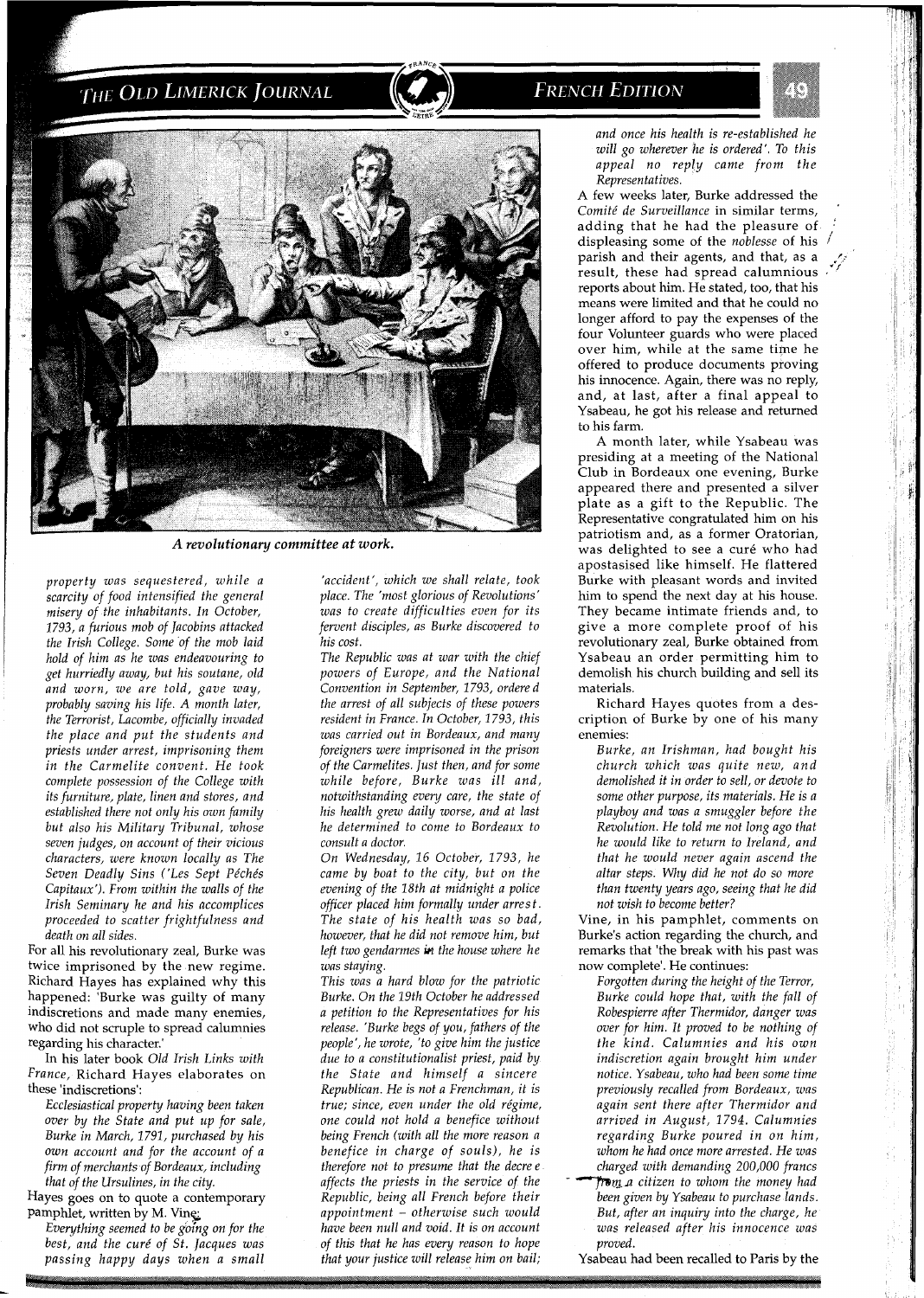*A revolutionary committee at work.*

*property was sequestered, while a scarcity of food intensified the general misery of the inhabitants. In October, 1793, a furious mob of Jacobins attacked the Irish College. Some of the mob laid hold of him as he was endeavouring to get hurriedly away, but his soutane, old and worn, we are told, gave way, probably saving his life. A month later, the Terrorist, Lacombe, officially invaded the place and put the students and priests under arrest, imprisoning them in the Carmelite convent. He took complete possession of the College with its furniture, plate, linen and stores, and established there not only his own family but also his Military Tribunal, whose seven judges, on account of their vicious characters, were known locally as The Seven Deadly Sins ('Les Sept Péchés Capitaux'). From within the walls of the Irish Seminary he and his accomplices proceeded to scatter frightfulness and death on all sides.*

For all his revolutionary zeal, Burke was twice imprisoned by the new regime. Richard Hayes has explained why this happened: 'Burke was guilty of many indiscretions and made many enemies, who did not scruple to spread calumnies regarding his character.'

In his later book *Old Irish Links with France*, Richard Hayes elaborates on these 'indiscretions':

> *Ecclesiastical property having been taken over by the State and put up for sale, Burke in March, 1791, purchased by his own account and for the account of a firm of merchants of Bordeaux, including that of the Ursulines, in the city.*

Hayes goes on to quote a contemporary pamphlet, written by M. Vine:

> *Everything seemed to be going on for the best, and the curé of St. Jacques was passing happy days when a small 'accident', which we shall relate, took place. The 'most glorious of Revolutions' was to create difficulties even for its fervent disciples, as Burke discovered to his cost.*
>
> *The Republic was at war with the chief powers of Europe, and the National Convention in September, 1793, ordered the arrest of all subjects of these powers resident in France. In October, 1793, this was carried out in Bordeaux, and many foreigners were imprisoned in the prison of the Carmelites. Just then, and for some while before, Burke was ill and, notwithstanding every care, the state of his health grew daily worse, and at last he determined to come to Bordeaux to consult a doctor.*
>
> *On Wednesday, 16 October, 1793, he came by boat to the city, but on the evening of the 18th at midnight a police officer placed him formally under arrest. The state of his health was so bad, however, that he did not remove him, but left two gendarmes in the house where he was staying.*
>
> *This was a hard blow for the patriotic Burke. On the 19th October he addressed a petition to the Representatives for his release. 'Burke begs of you, fathers of the people', he wrote, 'to give him the justice due to a constitutionalist priest, paid by the State and himself a sincere Republican. He is not a Frenchman, it is true; since, even under the old régime, one could not hold a benefice without being French (with all the more reason a benefice in charge of souls), he is therefore not to presume that the decree affects the priests in the service of the Republic, being all French before their appointment – otherwise such would have been null and void. It is on account of this that he has every reason to hope that your justice will release him on bail; and once his health is re-established he will go wherever he is ordered'. To this appeal no reply came from the Representatives.*

A few weeks later, Burke addressed the *Comité de Surveillance* in similar terms, adding that he had had the pleasure of displeasing some of the *noblesse* of his parish and their agents, and that, as a result, these had spread calumnious reports about him. He stated, too, that his means were limited and that he could no longer afford to pay the expenses of the four Volunteer guards who were placed over him, while at the same time he offered to produce documents proving his innocence. Again, there was no reply, and, at last, after a final appeal to Ysabeau, he got his release and returned to his farm.

A month later, while Ysabeau was presiding at a meeting of the National Club in Bordeaux one evening, Burke appeared there and presented a silver plate as a gift to the Republic. The Representative congratulated him on his patriotism and, as a former Oratorian, was delighted to see a curé who had apostasised like himself. He flattered Burke with pleasant words and invited him to spend the next day at his house. They became intimate friends and, to give a more complete proof of his revolutionary zeal, Burke obtained from Ysabeau an order permitting him to demolish his church building and sell its materials.

Richard Hayes quotes from a description of Burke by one of his many enemies:

> *Burke, an Irishman, had bought his church which was quite new, and demolished it in order to sell, or devote to some other purpose, its materials. He is a playboy and was a smuggler before the Revolution. He told me not long ago that he would like to return to Ireland, and that he would never again ascend the altar steps. Why did he not do so more than twenty years ago, seeing that he did not wish to become better?*

Vine, in his pamphlet, comments on Burke's action regarding the church, and remarks that 'the break with his past was now complete'. He continues:

> *Forgotten during the height of the Terror, Burke could hope that, with the fall of Robespierre after Thermidor, danger was over for him. It proved to be nothing of the kind. Calumnies and his own indiscretion again brought him under notice. Ysabeau, who had been some time previously recalled from Bordeaux, was again sent there after Thermidor and arrived in August, 1794. Calumnies regarding Burke poured in on him, whom he had once more arrested. He was charged with demanding 200,000 francs from a citizen to whom the money had been given by Ysabeau to purchase lands. But, after an inquiry into the charge, he was released after his innocence was proved.*

Ysabeau had been recalled to Paris by the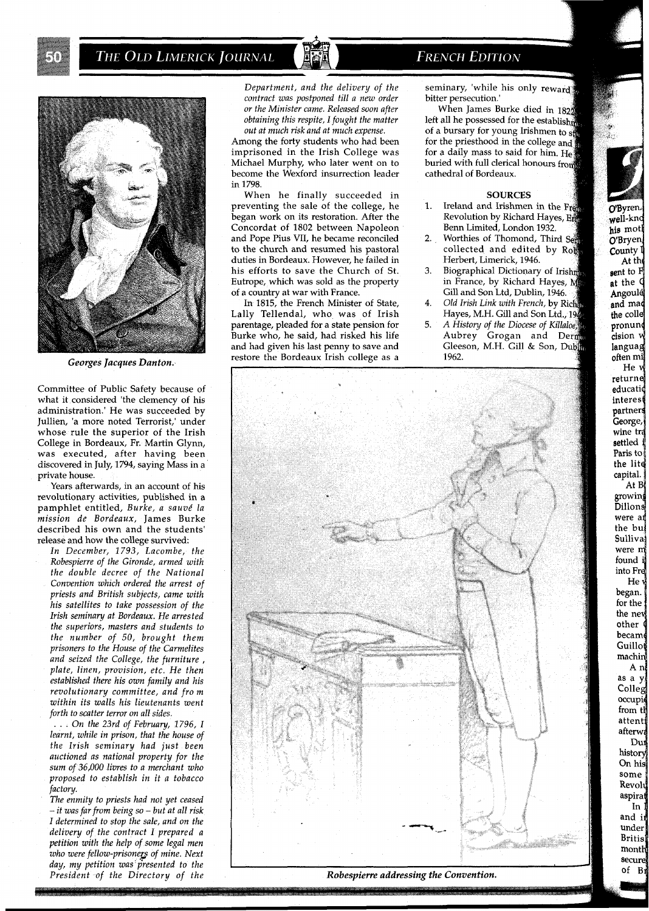Committee of Public Safety because of what it considered 'the clemency of his administration.' He was succeeded by Jullien, 'a more noted Terrorist,' under whose rule the superior of the Irish College in Bordeaux, Fr. Martin Glynn, was executed, after having been discovered in July, 1794, saying Mass in a private house.

Years afterwards, in an account of his revolutionary activities, published in a pamphlet entitled, *Burke, a sauvé la mission de Bordeaux*, James Burke described his own and the students' release and how the college survived:

*In December, 1793, Lacombe, the Robespierre of the Gironde, armed with the double decree of the National Convention which ordered the arrest of priests and British subjects, came with his satellites to take possession of the Irish seminary at Bordeaux. He arrested the superiors, masters and students to the number of 50, brought them prisoners to the House of the Carmelites and seized the College, the furniture, plate, linen, provision, etc. He then established there his own family and his revolutionary committee, and fro m within its walls his lieutenants went forth to scatter terror on all sides.*

*. . . On the 23rd of February, 1796, I learnt, while in prison, that the house of the Irish seminary had just been auctioned as national property for the sum of 36,000 livres to a merchant who proposed to establish in it a tobacco factory.*

*The enmity to priests had not yet ceased – it was far from being so – but at all risk I determined to stop the sale, and on the delivery of the contract I prepared a petition with the help of some legal men who were fellow-prisoners of mine. Next day, my petition was presented to the President of the Directory of the Department, and the delivery of the contract was postponed till a new order or the Minister came. Released soon after obtaining this respite, I fought the matter out at much risk and at much expense.*

Among the forty students who had been imprisoned in the Irish College was Michael Murphy, who later went on to become the Wexford insurrection leader in 1798.

When he finally succeeded in preventing the sale of the college, he began work on its restoration. After the Concordat of 1802 between Napoleon and Pope Pius VII, he became reconciled to the church and resumed his pastoral duties in Bordeaux. However, he failed in his efforts to save the Church of St. Eutrope, which was sold as the property of a country at war with France.

In 1815, the French Minister of State, Lally Tellendal, who was of Irish parentage, pleaded for a state pension for Burke who, he said, had risked his life and had given his last penny to save and restore the Bordeaux Irish college as a seminary, 'while his only reward bitter persecution.'

When James Burke died in 182 left all he possessed for the establishm of a bursary for young Irishmen to st for the priesthood in the college and for a daily mass to said for him. He buried with full clerical honours from cathedral of Bordeaux.

### SOURCES

1. Ireland and Irishmen in the Fren Revolution by Richard Hayes, Er Benn Limited, London 1932.
2. Worthies of Thomond, Third Se collected and edited by Rob Herbert, Limerick, 1946.
3. Biographical Dictionary of Irishm in France, by Richard Hayes, M Gill and Son Ltd, Dublin, 1946.
4. *Old Irish Link with French*, by Rich Hayes, M.H. Gill and Son Ltd., 194
5. *A History of the Diocese of Killaloe*, Aubrey Grogan and Derm Gleeson, M.H. Gill & Son, Dubl 1962.

*Georges Jacques Danton.*

*Robespierre addressing the Convention.*